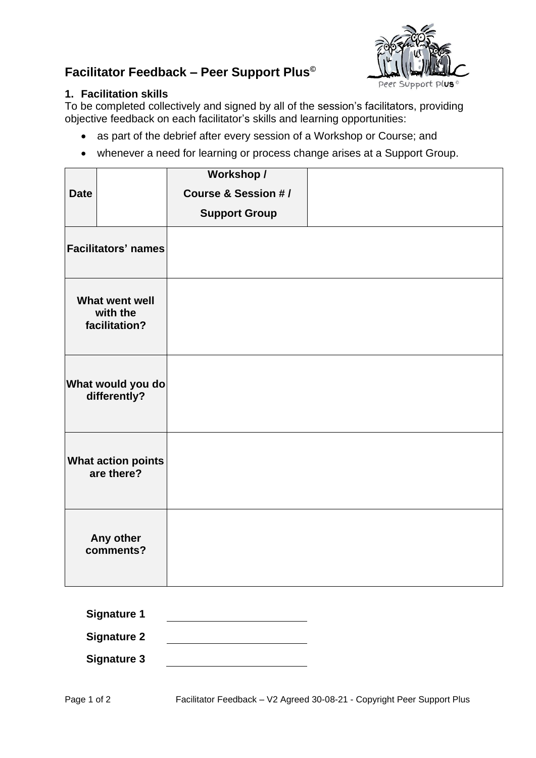# Facilitator Feedback – Peer Support Plus©

## 1. Facilitation skills

To be completed collectively and signed by all of the session's facilitators, providing objective feedback on each facilitator's skills and learning opportunities:

- as part of the debrief after every session of a Workshop or Course; and
- whenever a need for learning or process change arises at a Support Group.

| **Date** | | **Workshop / Course & Session # / Support Group** | |
|---|---|---|---|
| **Facilitators' names** | | | |
| **What went well with the facilitation?** | | | |
| **What would you do differently?** | | | |
| **What action points are there?** | | | |
| **Any other comments?** | | | |

**Signature 1** \_\_\_\_\_\_\_\_\_\_\_\_\_\_\_\_\_\_\_\_\_\_\_\_

**Signature 2** \_\_\_\_\_\_\_\_\_\_\_\_\_\_\_\_\_\_\_\_\_\_\_\_

**Signature 3** \_\_\_\_\_\_\_\_\_\_\_\_\_\_\_\_\_\_\_\_\_\_\_\_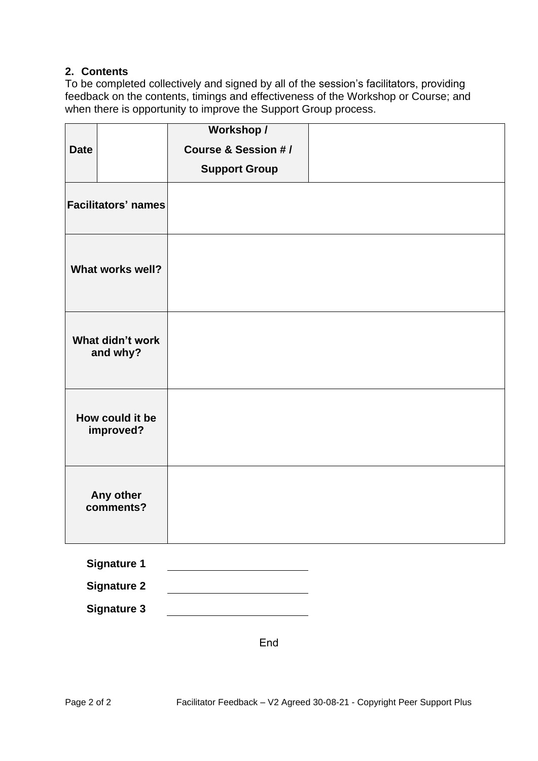## 2. Contents

To be completed collectively and signed by all of the session's facilitators, providing feedback on the contents, timings and effectiveness of the Workshop or Course; and when there is opportunity to improve the Support Group process.

| | | | |
|---|---|---|---|
| **Date** | | **Workshop / Course & Session # / Support Group** | |
| **Facilitators' names** | | | |
| **What works well?** | | | |
| **What didn't work and why?** | | | |
| **How could it be improved?** | | | |
| **Any other comments?** | | | |

**Signature 1** \_\_\_\_\_\_\_\_\_\_\_\_\_\_\_\_\_\_\_\_\_\_\_\_

**Signature 2** \_\_\_\_\_\_\_\_\_\_\_\_\_\_\_\_\_\_\_\_\_\_\_\_

**Signature 3** \_\_\_\_\_\_\_\_\_\_\_\_\_\_\_\_\_\_\_\_\_\_\_\_

End

Facilitator Feedback – V2 Agreed 30-08-21 - Copyright Peer Support Plus